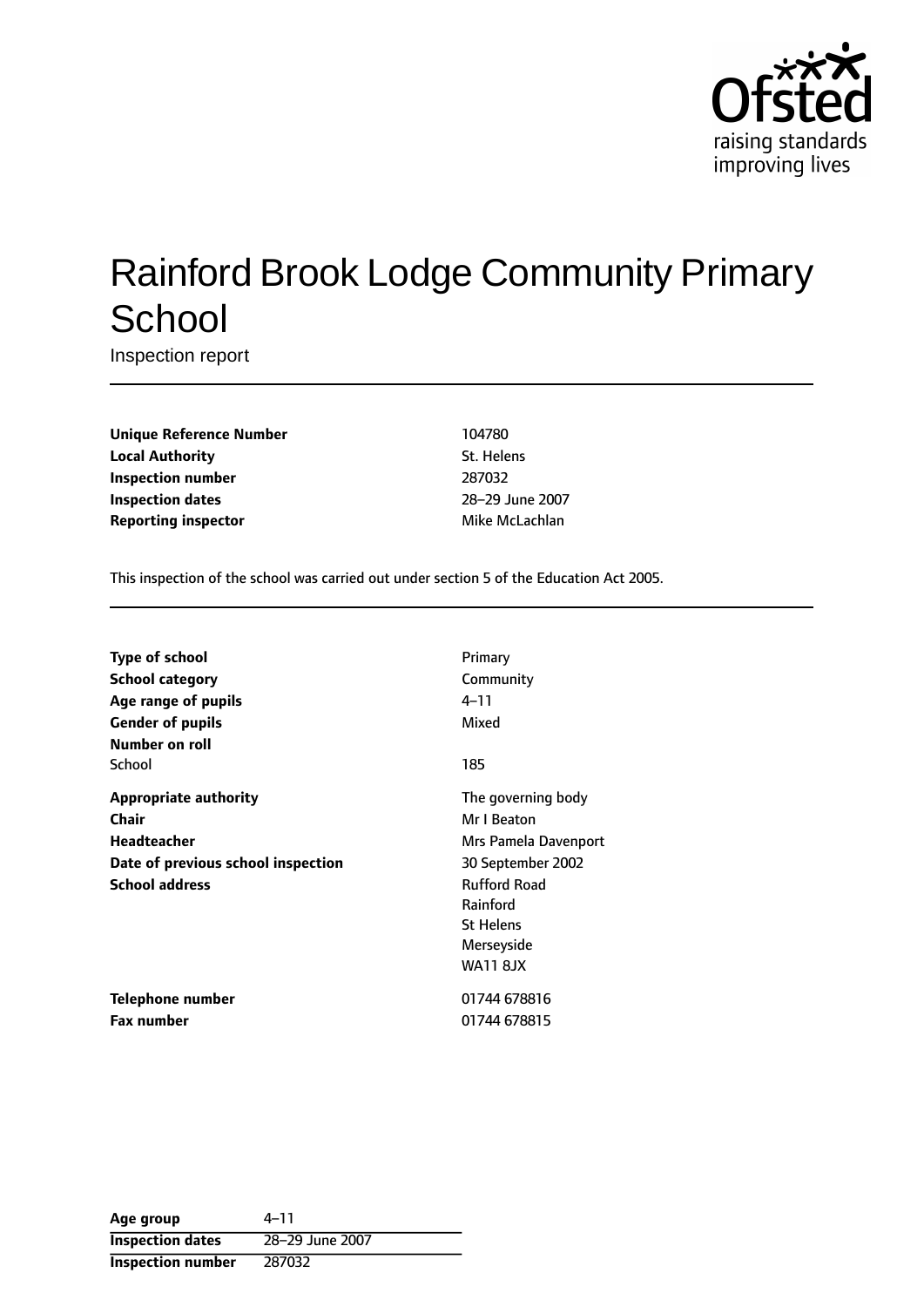# Rainford Brook Lodge Community Primary School

Inspection report

| | |
|---|---|
| **Unique Reference Number** | 104780 |
| **Local Authority** | St. Helens |
| **Inspection number** | 287032 |
| **Inspection dates** | 28–29 June 2007 |
| **Reporting inspector** | Mike McLachlan |

This inspection of the school was carried out under section 5 of the Education Act 2005.

| | |
|---|---|
| **Type of school** | Primary |
| **School category** | Community |
| **Age range of pupils** | 4–11 |
| **Gender of pupils** | Mixed |
| **Number on roll** | |
| School | 185 |
| **Appropriate authority** | The governing body |
| **Chair** | Mr I Beaton |
| **Headteacher** | Mrs Pamela Davenport |
| **Date of previous school inspection** | 30 September 2002 |
| **School address** | Rufford Road<br>Rainford<br>St Helens<br>Merseyside<br>WA11 8JX |
| **Telephone number** | 01744 678816 |
| **Fax number** | 01744 678815 |

| | |
|---|---|
| **Age group** | 4–11 |
| **Inspection dates** | 28–29 June 2007 |
| **Inspection number** | 287032 |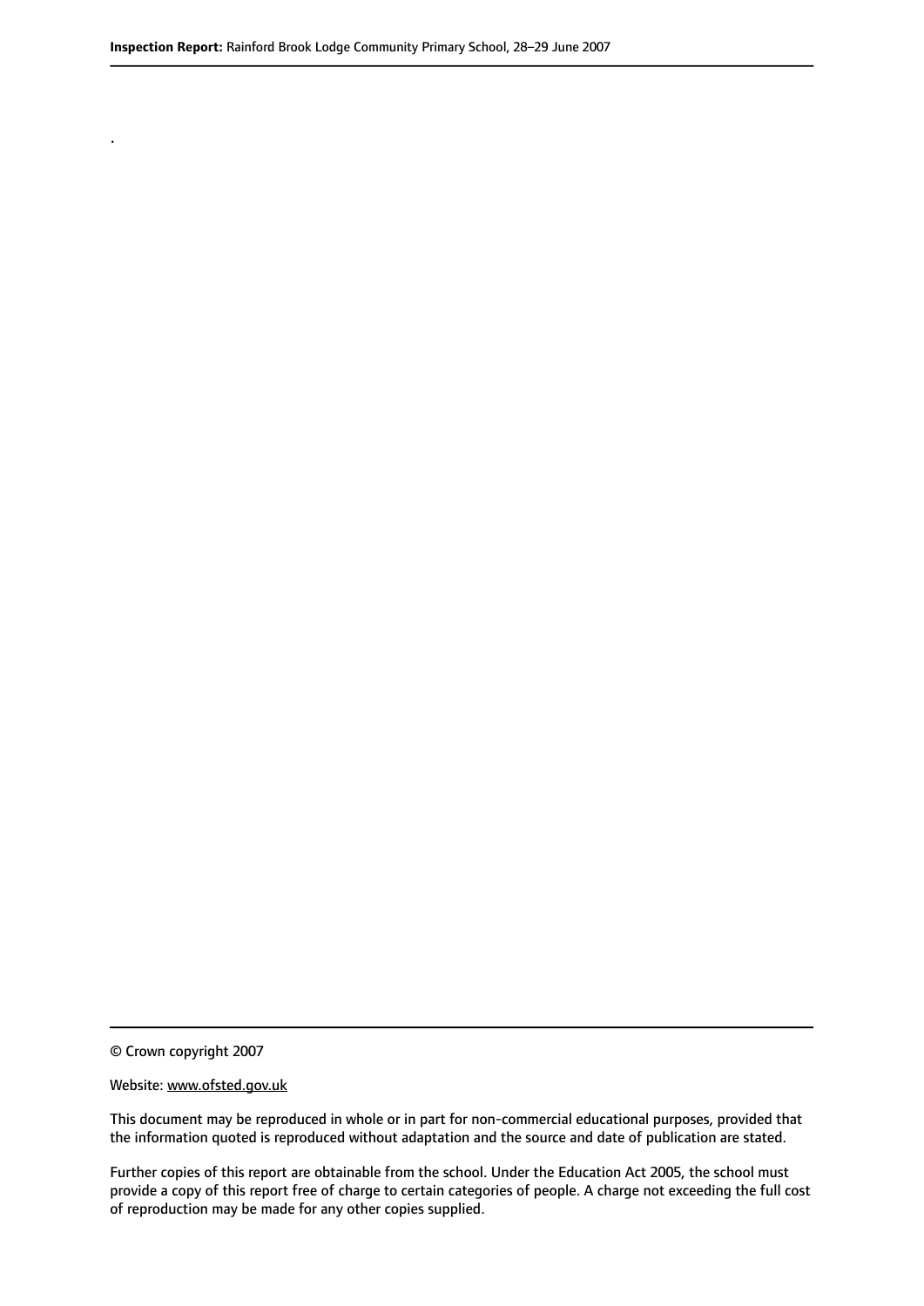.

© Crown copyright 2007

Website: www.ofsted.gov.uk

This document may be reproduced in whole or in part for non-commercial educational purposes, provided that the information quoted is reproduced without adaptation and the source and date of publication are stated.

Further copies of this report are obtainable from the school. Under the Education Act 2005, the school must provide a copy of this report free of charge to certain categories of people. A charge not exceeding the full cost of reproduction may be made for any other copies supplied.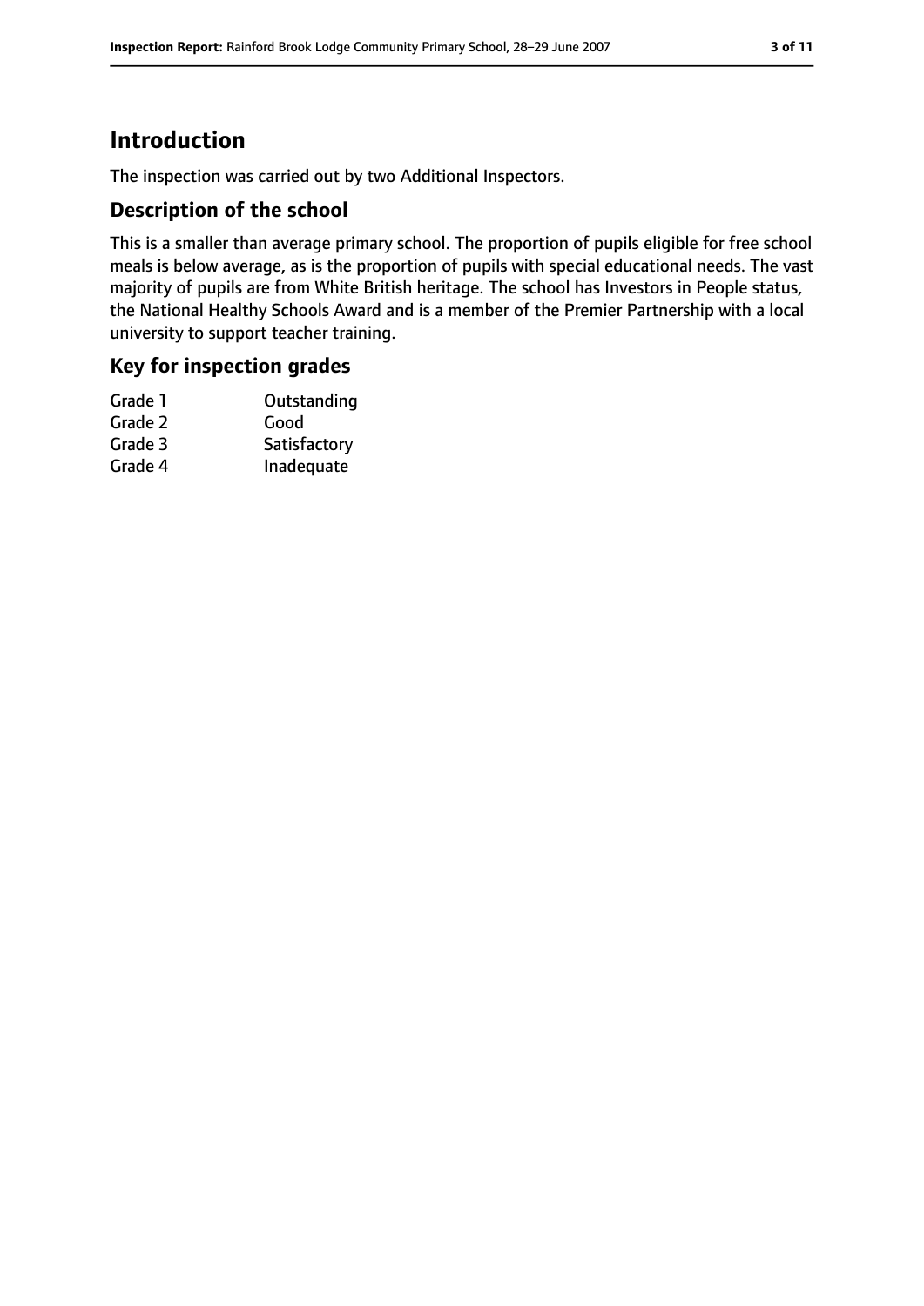# Introduction

The inspection was carried out by two Additional Inspectors.

## Description of the school

This is a smaller than average primary school. The proportion of pupils eligible for free school meals is below average, as is the proportion of pupils with special educational needs. The vast majority of pupils are from White British heritage. The school has Investors in People status, the National Healthy Schools Award and is a member of the Premier Partnership with a local university to support teacher training.

## Key for inspection grades

| | |
|---|---|
| Grade 1 | Outstanding |
| Grade 2 | Good |
| Grade 3 | Satisfactory |
| Grade 4 | Inadequate |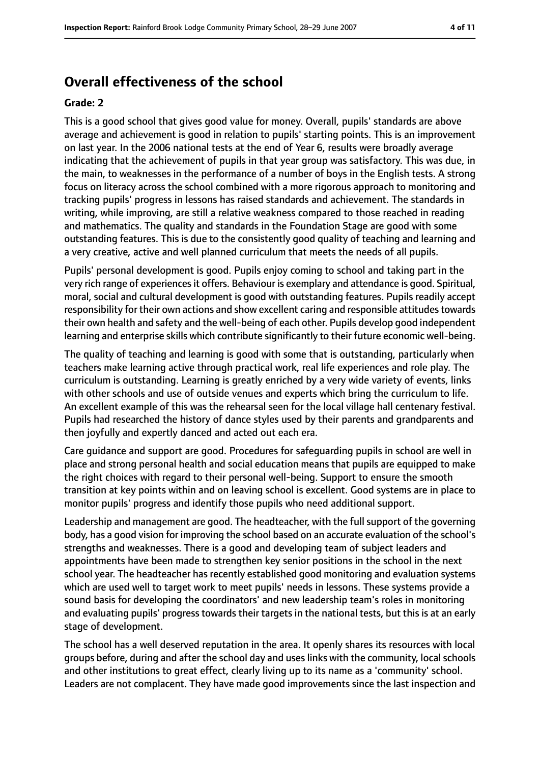## Overall effectiveness of the school

**Grade: 2**

This is a good school that gives good value for money. Overall, pupils' standards are above average and achievement is good in relation to pupils' starting points. This is an improvement on last year. In the 2006 national tests at the end of Year 6, results were broadly average indicating that the achievement of pupils in that year group was satisfactory. This was due, in the main, to weaknesses in the performance of a number of boys in the English tests. A strong focus on literacy across the school combined with a more rigorous approach to monitoring and tracking pupils' progress in lessons has raised standards and achievement. The standards in writing, while improving, are still a relative weakness compared to those reached in reading and mathematics. The quality and standards in the Foundation Stage are good with some outstanding features. This is due to the consistently good quality of teaching and learning and a very creative, active and well planned curriculum that meets the needs of all pupils.

Pupils' personal development is good. Pupils enjoy coming to school and taking part in the very rich range of experiences it offers. Behaviour is exemplary and attendance is good. Spiritual, moral, social and cultural development is good with outstanding features. Pupils readily accept responsibility for their own actions and show excellent caring and responsible attitudes towards their own health and safety and the well-being of each other. Pupils develop good independent learning and enterprise skills which contribute significantly to their future economic well-being.

The quality of teaching and learning is good with some that is outstanding, particularly when teachers make learning active through practical work, real life experiences and role play. The curriculum is outstanding. Learning is greatly enriched by a very wide variety of events, links with other schools and use of outside venues and experts which bring the curriculum to life. An excellent example of this was the rehearsal seen for the local village hall centenary festival. Pupils had researched the history of dance styles used by their parents and grandparents and then joyfully and expertly danced and acted out each era.

Care guidance and support are good. Procedures for safeguarding pupils in school are well in place and strong personal health and social education means that pupils are equipped to make the right choices with regard to their personal well-being. Support to ensure the smooth transition at key points within and on leaving school is excellent. Good systems are in place to monitor pupils' progress and identify those pupils who need additional support.

Leadership and management are good. The headteacher, with the full support of the governing body, has a good vision for improving the school based on an accurate evaluation of the school's strengths and weaknesses. There is a good and developing team of subject leaders and appointments have been made to strengthen key senior positions in the school in the next school year. The headteacher has recently established good monitoring and evaluation systems which are used well to target work to meet pupils' needs in lessons. These systems provide a sound basis for developing the coordinators' and new leadership team's roles in monitoring and evaluating pupils' progress towards their targets in the national tests, but this is at an early stage of development.

The school has a well deserved reputation in the area. It openly shares its resources with local groups before, during and after the school day and uses links with the community, local schools and other institutions to great effect, clearly living up to its name as a 'community' school. Leaders are not complacent. They have made good improvements since the last inspection and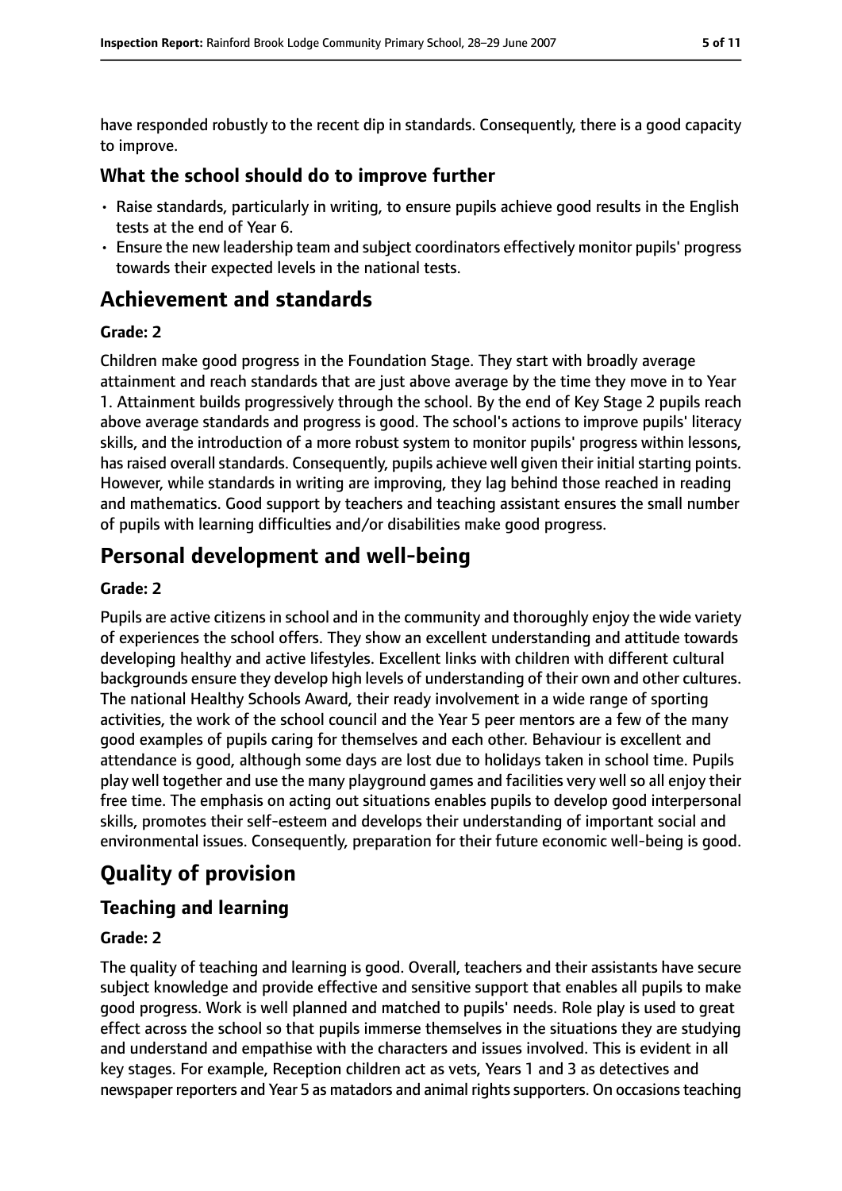have responded robustly to the recent dip in standards. Consequently, there is a good capacity to improve.

### What the school should do to improve further

- Raise standards, particularly in writing, to ensure pupils achieve good results in the English tests at the end of Year 6.
- Ensure the new leadership team and subject coordinators effectively monitor pupils' progress towards their expected levels in the national tests.

## Achievement and standards

#### Grade: 2

Children make good progress in the Foundation Stage. They start with broadly average attainment and reach standards that are just above average by the time they move in to Year 1. Attainment builds progressively through the school. By the end of Key Stage 2 pupils reach above average standards and progress is good. The school's actions to improve pupils' literacy skills, and the introduction of a more robust system to monitor pupils' progress within lessons, has raised overall standards. Consequently, pupils achieve well given their initial starting points. However, while standards in writing are improving, they lag behind those reached in reading and mathematics. Good support by teachers and teaching assistant ensures the small number of pupils with learning difficulties and/or disabilities make good progress.

## Personal development and well-being

#### Grade: 2

Pupils are active citizens in school and in the community and thoroughly enjoy the wide variety of experiences the school offers. They show an excellent understanding and attitude towards developing healthy and active lifestyles. Excellent links with children with different cultural backgrounds ensure they develop high levels of understanding of their own and other cultures. The national Healthy Schools Award, their ready involvement in a wide range of sporting activities, the work of the school council and the Year 5 peer mentors are a few of the many good examples of pupils caring for themselves and each other. Behaviour is excellent and attendance is good, although some days are lost due to holidays taken in school time. Pupils play well together and use the many playground games and facilities very well so all enjoy their free time. The emphasis on acting out situations enables pupils to develop good interpersonal skills, promotes their self-esteem and develops their understanding of important social and environmental issues. Consequently, preparation for their future economic well-being is good.

## Quality of provision

### Teaching and learning

#### Grade: 2

The quality of teaching and learning is good. Overall, teachers and their assistants have secure subject knowledge and provide effective and sensitive support that enables all pupils to make good progress. Work is well planned and matched to pupils' needs. Role play is used to great effect across the school so that pupils immerse themselves in the situations they are studying and understand and empathise with the characters and issues involved. This is evident in all key stages. For example, Reception children act as vets, Years 1 and 3 as detectives and newspaper reporters and Year 5 as matadors and animal rights supporters. On occasions teaching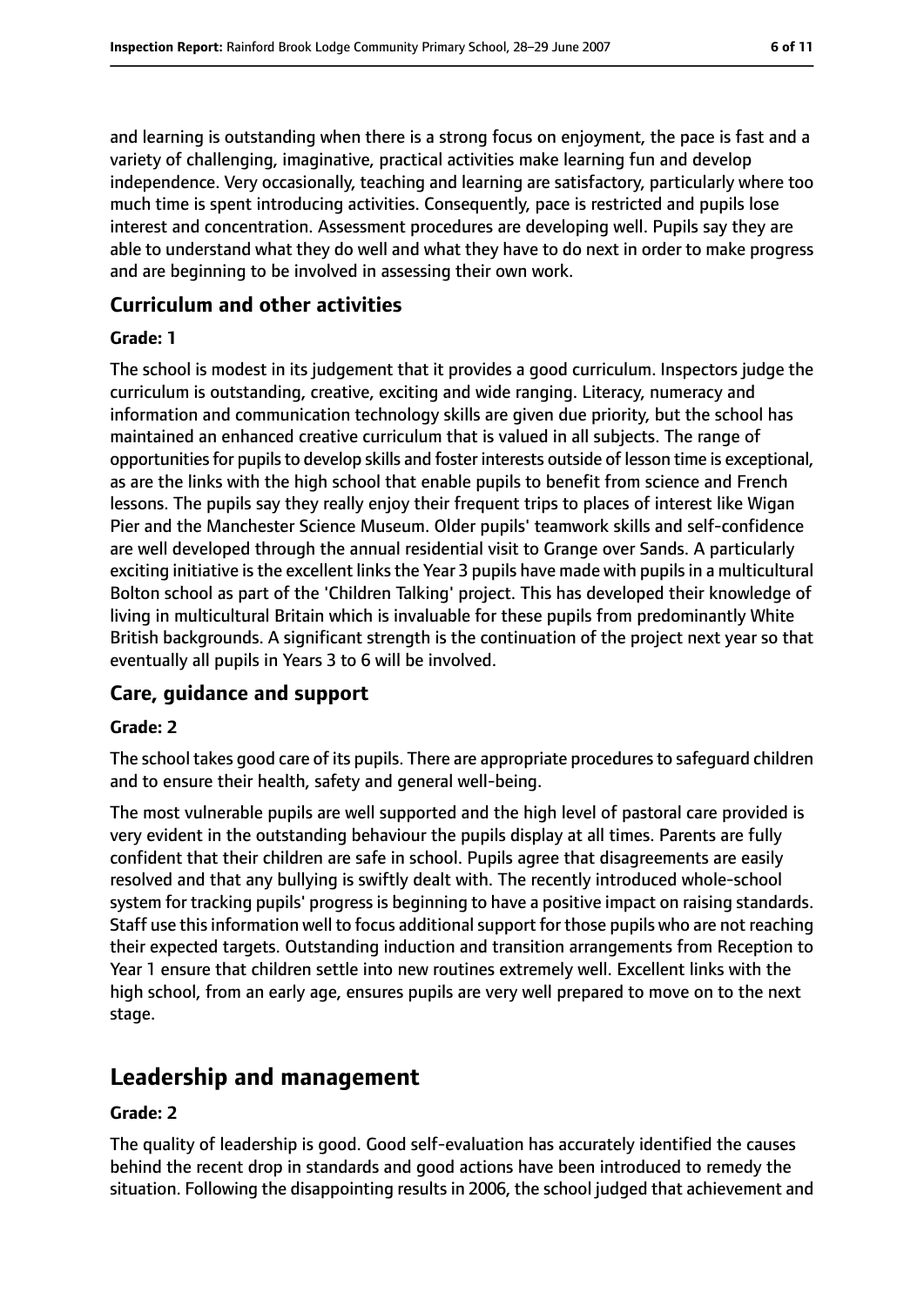and learning is outstanding when there is a strong focus on enjoyment, the pace is fast and a variety of challenging, imaginative, practical activities make learning fun and develop independence. Very occasionally, teaching and learning are satisfactory, particularly where too much time is spent introducing activities. Consequently, pace is restricted and pupils lose interest and concentration. Assessment procedures are developing well. Pupils say they are able to understand what they do well and what they have to do next in order to make progress and are beginning to be involved in assessing their own work.

### Curriculum and other activities

#### Grade: 1

The school is modest in its judgement that it provides a good curriculum. Inspectors judge the curriculum is outstanding, creative, exciting and wide ranging. Literacy, numeracy and information and communication technology skills are given due priority, but the school has maintained an enhanced creative curriculum that is valued in all subjects. The range of opportunities for pupils to develop skills and foster interests outside of lesson time is exceptional, as are the links with the high school that enable pupils to benefit from science and French lessons. The pupils say they really enjoy their frequent trips to places of interest like Wigan Pier and the Manchester Science Museum. Older pupils' teamwork skills and self-confidence are well developed through the annual residential visit to Grange over Sands. A particularly exciting initiative is the excellent links the Year 3 pupils have made with pupils in a multicultural Bolton school as part of the 'Children Talking' project. This has developed their knowledge of living in multicultural Britain which is invaluable for these pupils from predominantly White British backgrounds. A significant strength is the continuation of the project next year so that eventually all pupils in Years 3 to 6 will be involved.

### Care, guidance and support

#### Grade: 2

The school takes good care of its pupils. There are appropriate procedures to safeguard children and to ensure their health, safety and general well-being.

The most vulnerable pupils are well supported and the high level of pastoral care provided is very evident in the outstanding behaviour the pupils display at all times. Parents are fully confident that their children are safe in school. Pupils agree that disagreements are easily resolved and that any bullying is swiftly dealt with. The recently introduced whole-school system for tracking pupils' progress is beginning to have a positive impact on raising standards. Staff use this information well to focus additional support for those pupils who are not reaching their expected targets. Outstanding induction and transition arrangements from Reception to Year 1 ensure that children settle into new routines extremely well. Excellent links with the high school, from an early age, ensures pupils are very well prepared to move on to the next stage.

## Leadership and management

#### Grade: 2

The quality of leadership is good. Good self-evaluation has accurately identified the causes behind the recent drop in standards and good actions have been introduced to remedy the situation. Following the disappointing results in 2006, the school judged that achievement and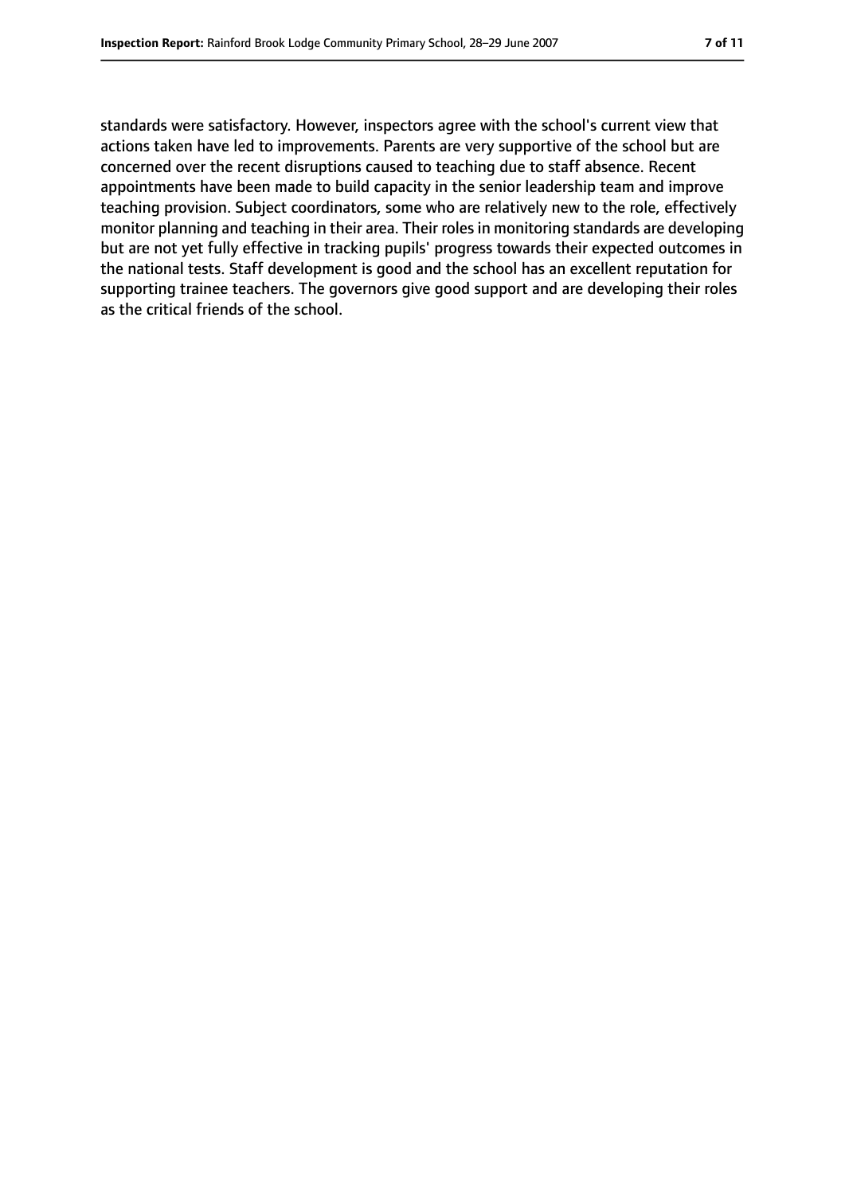standards were satisfactory. However, inspectors agree with the school's current view that actions taken have led to improvements. Parents are very supportive of the school but are concerned over the recent disruptions caused to teaching due to staff absence. Recent appointments have been made to build capacity in the senior leadership team and improve teaching provision. Subject coordinators, some who are relatively new to the role, effectively monitor planning and teaching in their area. Their roles in monitoring standards are developing but are not yet fully effective in tracking pupils' progress towards their expected outcomes in the national tests. Staff development is good and the school has an excellent reputation for supporting trainee teachers. The governors give good support and are developing their roles as the critical friends of the school.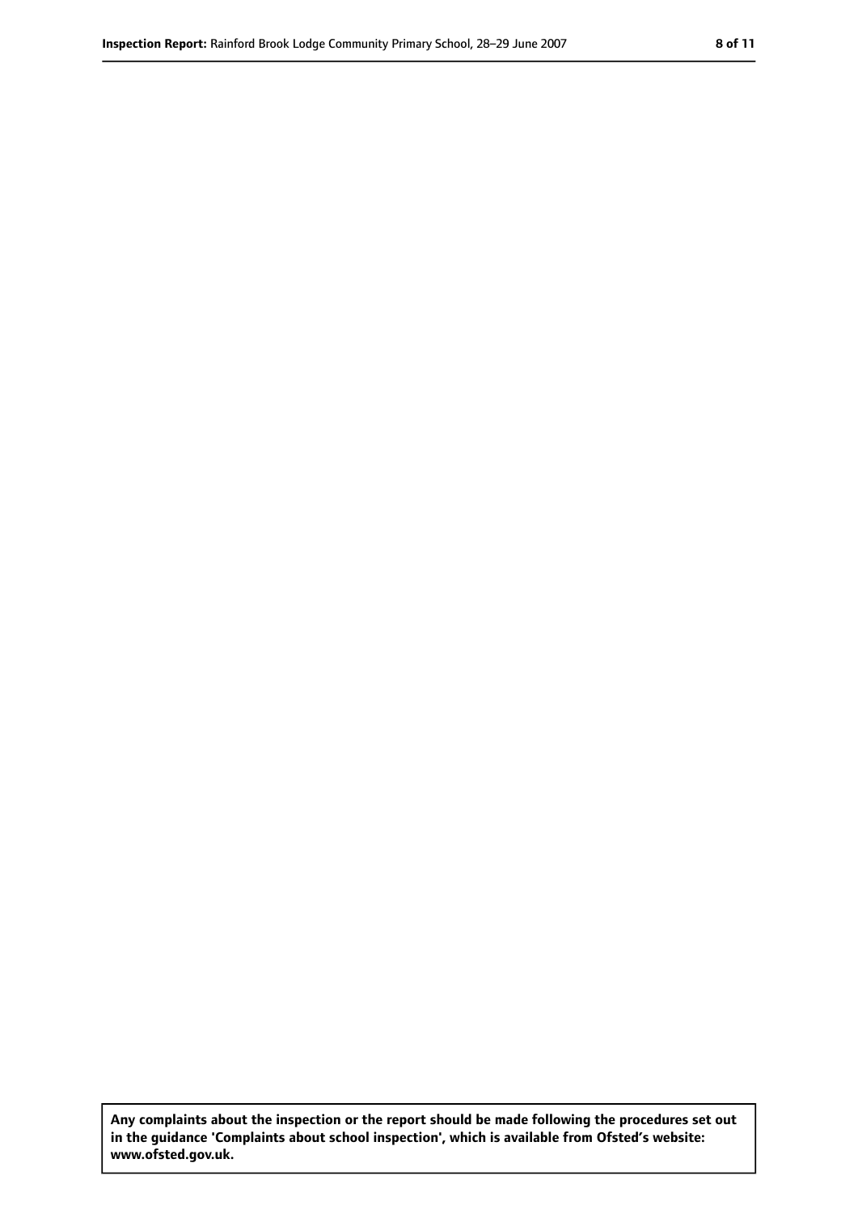**Any complaints about the inspection or the report should be made following the procedures set out in the guidance 'Complaints about school inspection', which is available from Ofsted's website: www.ofsted.gov.uk.**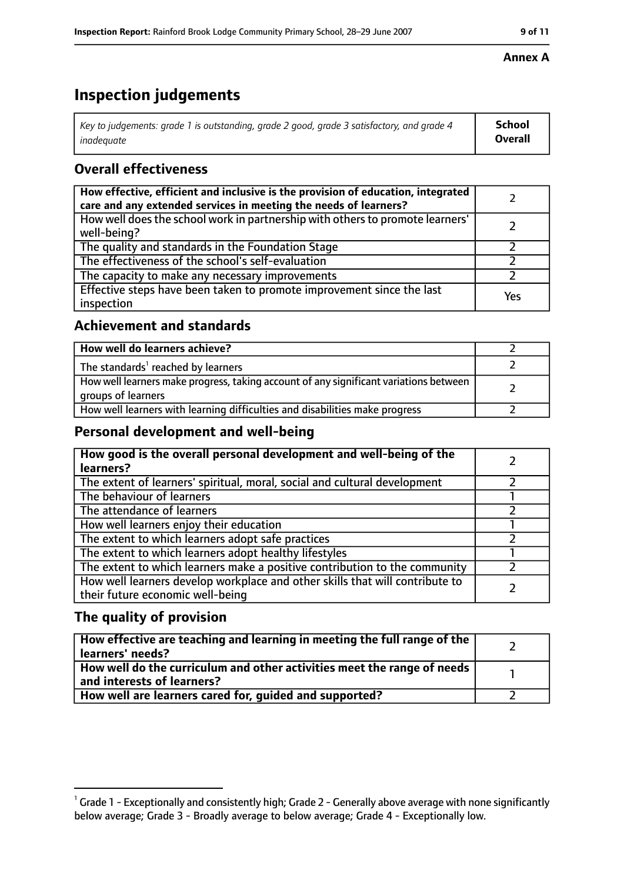**Annex A**

# Inspection judgements

| *Key to judgements: grade 1 is outstanding, grade 2 good, grade 3 satisfactory, and grade 4 inadequate* | **School Overall** |
|---|---|

## Overall effectiveness

| | |
|---|---|
| **How effective, efficient and inclusive is the provision of education, integrated care and any extended services in meeting the needs of learners?** | 2 |
| How well does the school work in partnership with others to promote learners' well-being? | 2 |
| The quality and standards in the Foundation Stage | 2 |
| The effectiveness of the school's self-evaluation | 2 |
| The capacity to make any necessary improvements | 2 |
| Effective steps have been taken to promote improvement since the last inspection | Yes |

## Achievement and standards

| | |
|---|---|
| **How well do learners achieve?** | 2 |
| The standards[1] reached by learners | 2 |
| How well learners make progress, taking account of any significant variations between groups of learners | 2 |
| How well learners with learning difficulties and disabilities make progress | 2 |

## Personal development and well-being

| | |
|---|---|
| **How good is the overall personal development and well-being of the learners?** | 2 |
| The extent of learners' spiritual, moral, social and cultural development | 2 |
| The behaviour of learners | 1 |
| The attendance of learners | 2 |
| How well learners enjoy their education | 1 |
| The extent to which learners adopt safe practices | 2 |
| The extent to which learners adopt healthy lifestyles | 1 |
| The extent to which learners make a positive contribution to the community | 2 |
| How well learners develop workplace and other skills that will contribute to their future economic well-being | 2 |

## The quality of provision

| | |
|---|---|
| **How effective are teaching and learning in meeting the full range of the learners' needs?** | 2 |
| **How well do the curriculum and other activities meet the range of needs and interests of learners?** | 1 |
| **How well are learners cared for, guided and supported?** | 2 |

[1] Grade 1 - Exceptionally and consistently high; Grade 2 - Generally above average with none significantly below average; Grade 3 - Broadly average to below average; Grade 4 - Exceptionally low.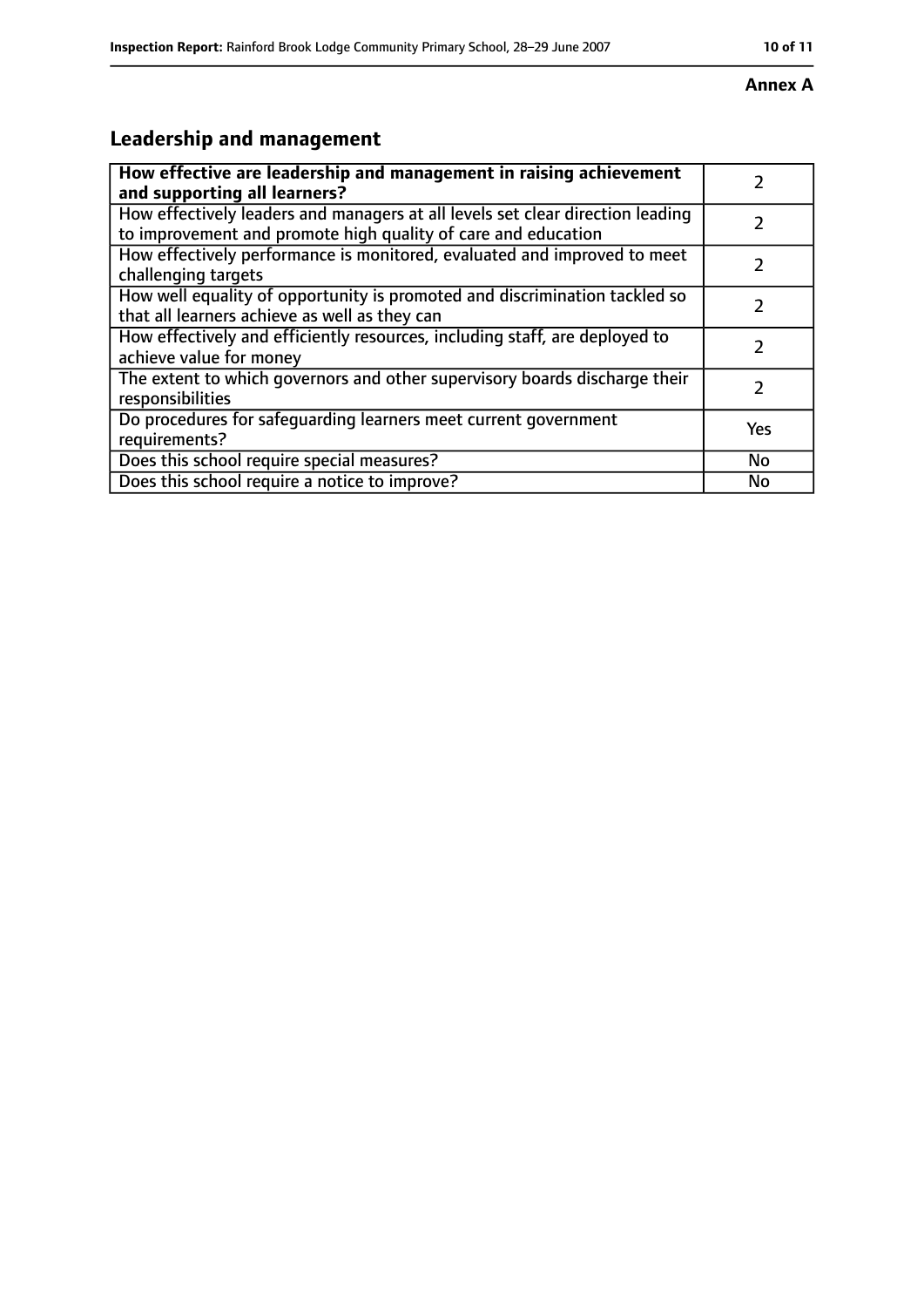**Annex A**

## Leadership and management

| How effective are leadership and management in raising achievement and supporting all learners? | 2 |
|---|---|
| How effectively leaders and managers at all levels set clear direction leading to improvement and promote high quality of care and education | 2 |
| How effectively performance is monitored, evaluated and improved to meet challenging targets | 2 |
| How well equality of opportunity is promoted and discrimination tackled so that all learners achieve as well as they can | 2 |
| How effectively and efficiently resources, including staff, are deployed to achieve value for money | 2 |
| The extent to which governors and other supervisory boards discharge their responsibilities | 2 |
| Do procedures for safeguarding learners meet current government requirements? | Yes |
| Does this school require special measures? | No |
| Does this school require a notice to improve? | No |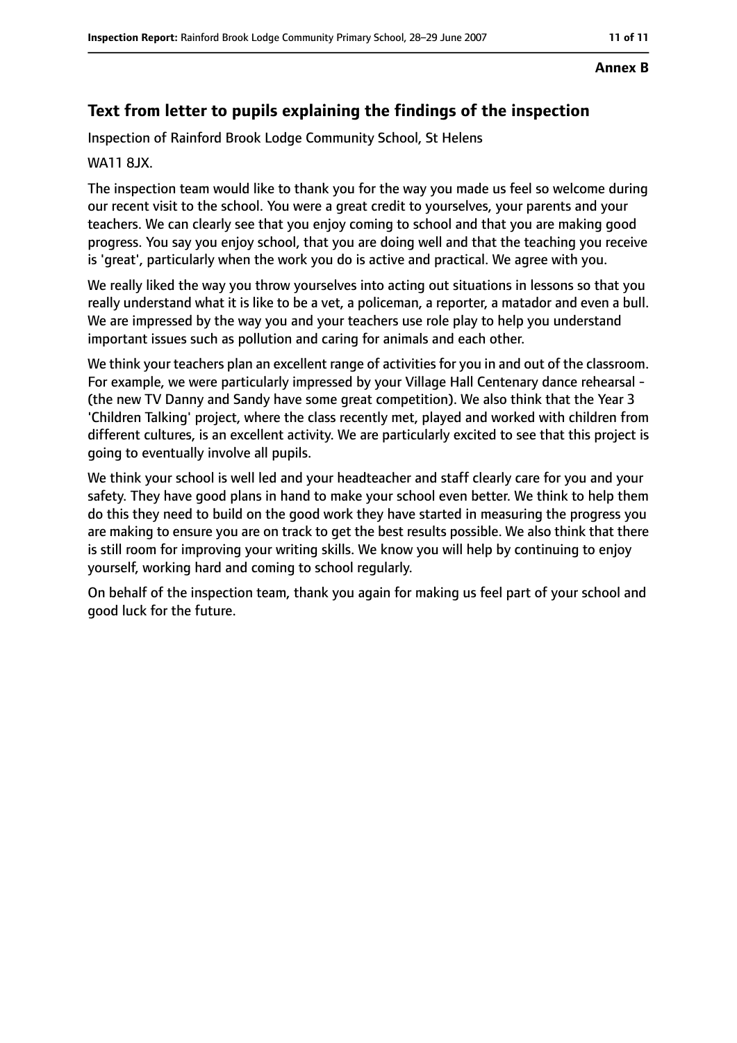Annex B

## Text from letter to pupils explaining the findings of the inspection

Inspection of Rainford Brook Lodge Community School, St Helens

WA11 8JX.

The inspection team would like to thank you for the way you made us feel so welcome during our recent visit to the school. You were a great credit to yourselves, your parents and your teachers. We can clearly see that you enjoy coming to school and that you are making good progress. You say you enjoy school, that you are doing well and that the teaching you receive is 'great', particularly when the work you do is active and practical. We agree with you.

We really liked the way you throw yourselves into acting out situations in lessons so that you really understand what it is like to be a vet, a policeman, a reporter, a matador and even a bull. We are impressed by the way you and your teachers use role play to help you understand important issues such as pollution and caring for animals and each other.

We think your teachers plan an excellent range of activities for you in and out of the classroom. For example, we were particularly impressed by your Village Hall Centenary dance rehearsal - (the new TV Danny and Sandy have some great competition). We also think that the Year 3 'Children Talking' project, where the class recently met, played and worked with children from different cultures, is an excellent activity. We are particularly excited to see that this project is going to eventually involve all pupils.

We think your school is well led and your headteacher and staff clearly care for you and your safety. They have good plans in hand to make your school even better. We think to help them do this they need to build on the good work they have started in measuring the progress you are making to ensure you are on track to get the best results possible. We also think that there is still room for improving your writing skills. We know you will help by continuing to enjoy yourself, working hard and coming to school regularly.

On behalf of the inspection team, thank you again for making us feel part of your school and good luck for the future.